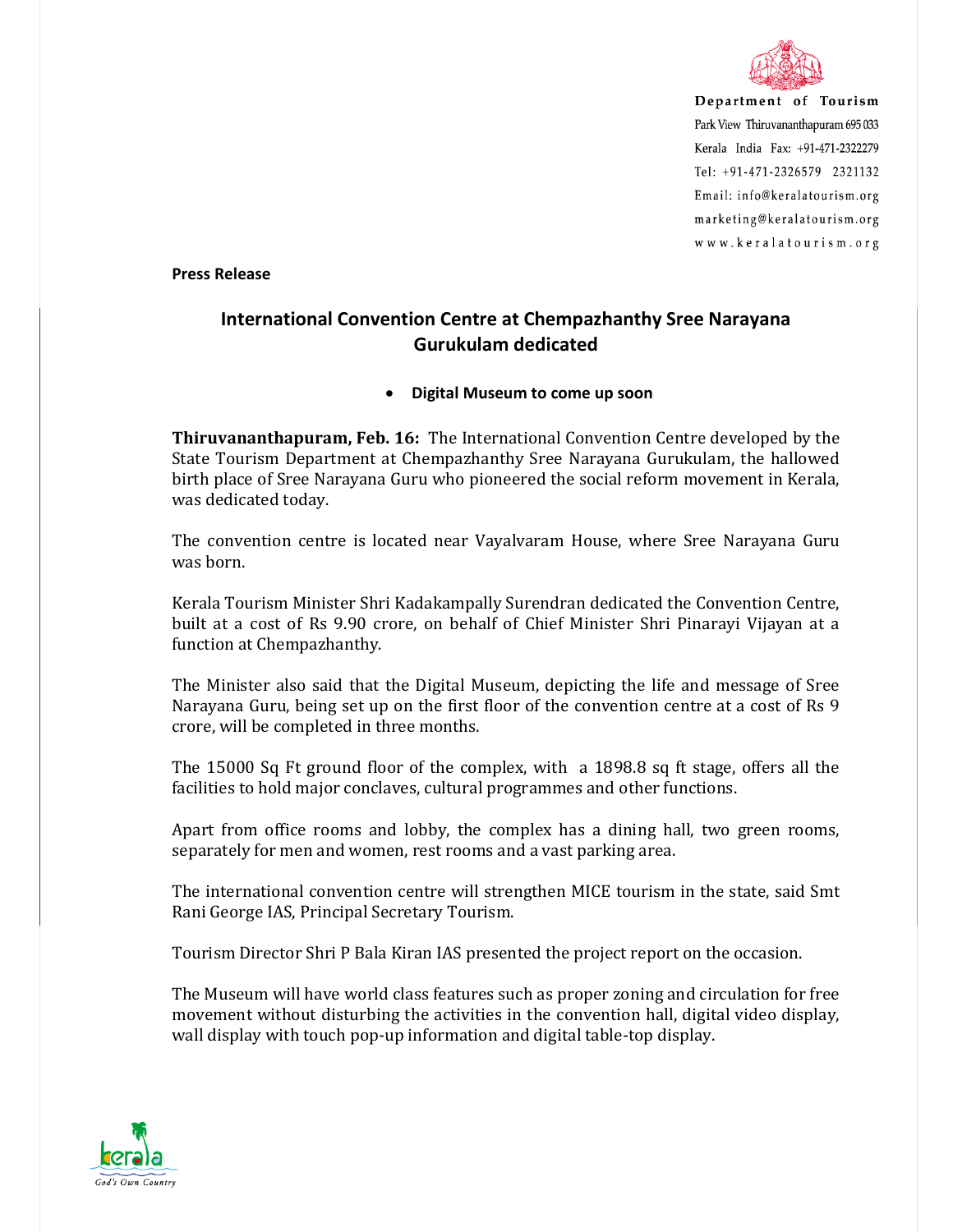Department of Tourism
Park View Thiruvananthapuram 695 033
Kerala India Fax: +91-471-2322279
Tel: +91-471-2326579 2321132
Email: info@keralatourism.org
marketing@keralatourism.org
www.keralatourism.org

**Press Release**

## International Convention Centre at Chempazhanthy Sree Narayana Gurukulam dedicated

- **Digital Museum to come up soon**

**Thiruvananthapuram, Feb. 16:** The International Convention Centre developed by the State Tourism Department at Chempazhanthy Sree Narayana Gurukulam, the hallowed birth place of Sree Narayana Guru who pioneered the social reform movement in Kerala, was dedicated today.

The convention centre is located near Vayalvaram House, where Sree Narayana Guru was born.

Kerala Tourism Minister Shri Kadakampally Surendran dedicated the Convention Centre, built at a cost of Rs 9.90 crore, on behalf of Chief Minister Shri Pinarayi Vijayan at a function at Chempazhanthy.

The Minister also said that the Digital Museum, depicting the life and message of Sree Narayana Guru, being set up on the first floor of the convention centre at a cost of Rs 9 crore, will be completed in three months.

The 15000 Sq Ft ground floor of the complex, with a 1898.8 sq ft stage, offers all the facilities to hold major conclaves, cultural programmes and other functions.

Apart from office rooms and lobby, the complex has a dining hall, two green rooms, separately for men and women, rest rooms and a vast parking area.

The international convention centre will strengthen MICE tourism in the state, said Smt Rani George IAS, Principal Secretary Tourism.

Tourism Director Shri P Bala Kiran IAS presented the project report on the occasion.

The Museum will have world class features such as proper zoning and circulation for free movement without disturbing the activities in the convention hall, digital video display, wall display with touch pop-up information and digital table-top display.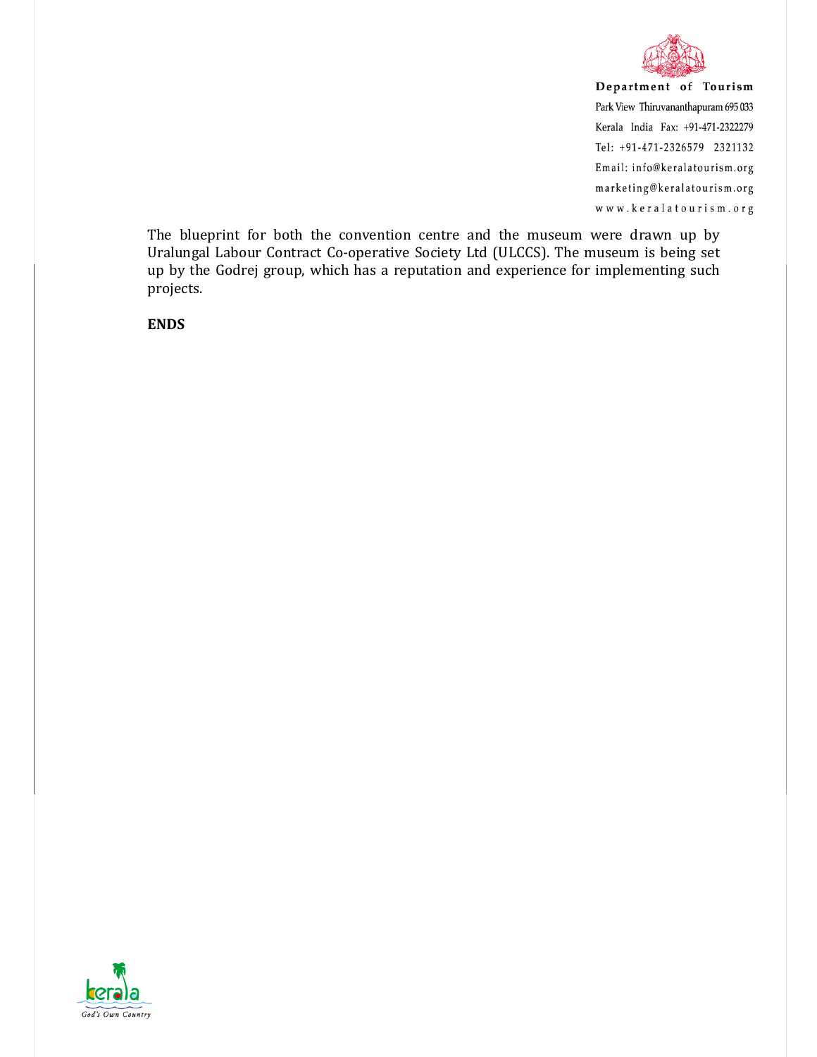The blueprint for both the convention centre and the museum were drawn up by Uralungal Labour Contract Co-operative Society Ltd (ULCCS). The museum is being set up by the Godrej group, which has a reputation and experience for implementing such projects.

**ENDS**